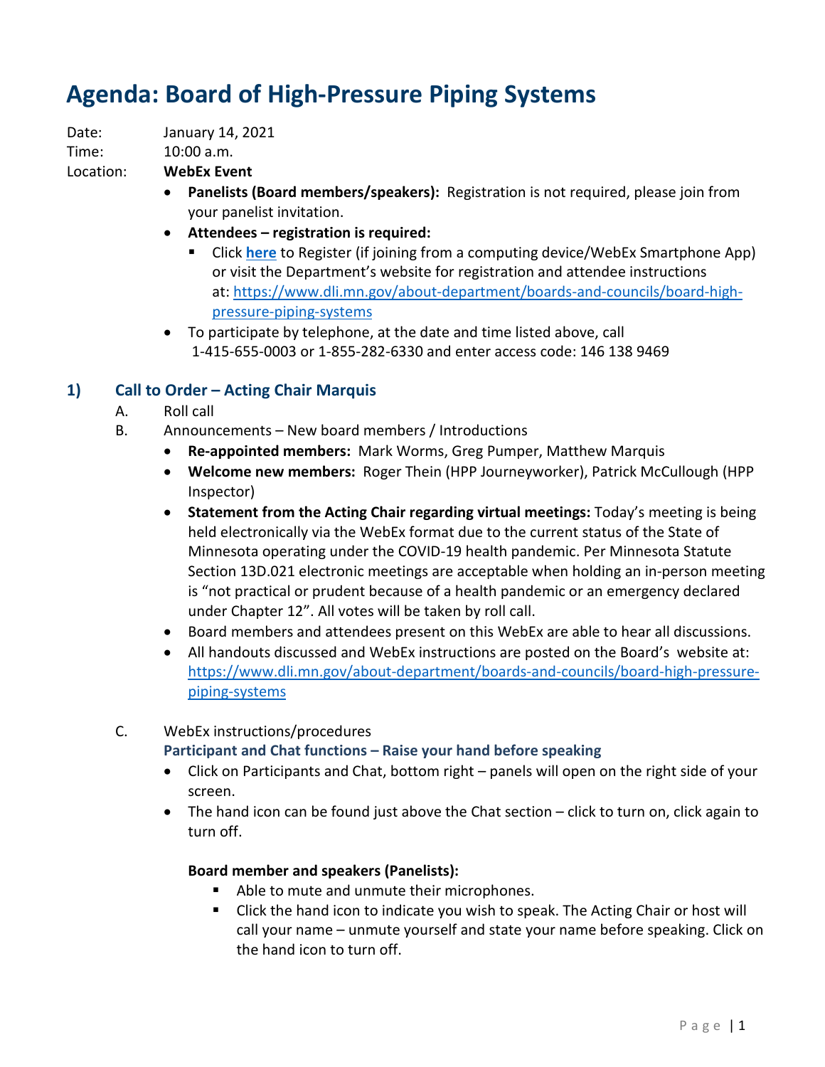# Agenda: Board of High-Pressure Piping Systems

Date: January 14, 2021

Time: 10:00 a.m.

Location: **WebEx Event**

- **Panelists (Board members/speakers):** Registration is not required, please join from your panelist invitation.
- **Attendees – registration is required:**
  - Click **here** to Register (if joining from a computing device/WebEx Smartphone App) or visit the Department's website for registration and attendee instructions at: https://www.dli.mn.gov/about-department/boards-and-councils/board-high-pressure-piping-systems
- To participate by telephone, at the date and time listed above, call 1-415-655-0003 or 1-855-282-6330 and enter access code: 146 138 9469

## 1) Call to Order – Acting Chair Marquis

A. Roll call

B. Announcements – New board members / Introductions

- **Re-appointed members:** Mark Worms, Greg Pumper, Matthew Marquis
- **Welcome new members:** Roger Thein (HPP Journeyworker), Patrick McCullough (HPP Inspector)
- **Statement from the Acting Chair regarding virtual meetings:** Today's meeting is being held electronically via the WebEx format due to the current status of the State of Minnesota operating under the COVID-19 health pandemic. Per Minnesota Statute Section 13D.021 electronic meetings are acceptable when holding an in-person meeting is "not practical or prudent because of a health pandemic or an emergency declared under Chapter 12". All votes will be taken by roll call.
- Board members and attendees present on this WebEx are able to hear all discussions.
- All handouts discussed and WebEx instructions are posted on the Board's website at: https://www.dli.mn.gov/about-department/boards-and-councils/board-high-pressure-piping-systems

C. WebEx instructions/procedures

**Participant and Chat functions – Raise your hand before speaking**

- Click on Participants and Chat, bottom right – panels will open on the right side of your screen.
- The hand icon can be found just above the Chat section – click to turn on, click again to turn off.

**Board member and speakers (Panelists):**

- Able to mute and unmute their microphones.
- Click the hand icon to indicate you wish to speak. The Acting Chair or host will call your name – unmute yourself and state your name before speaking. Click on the hand icon to turn off.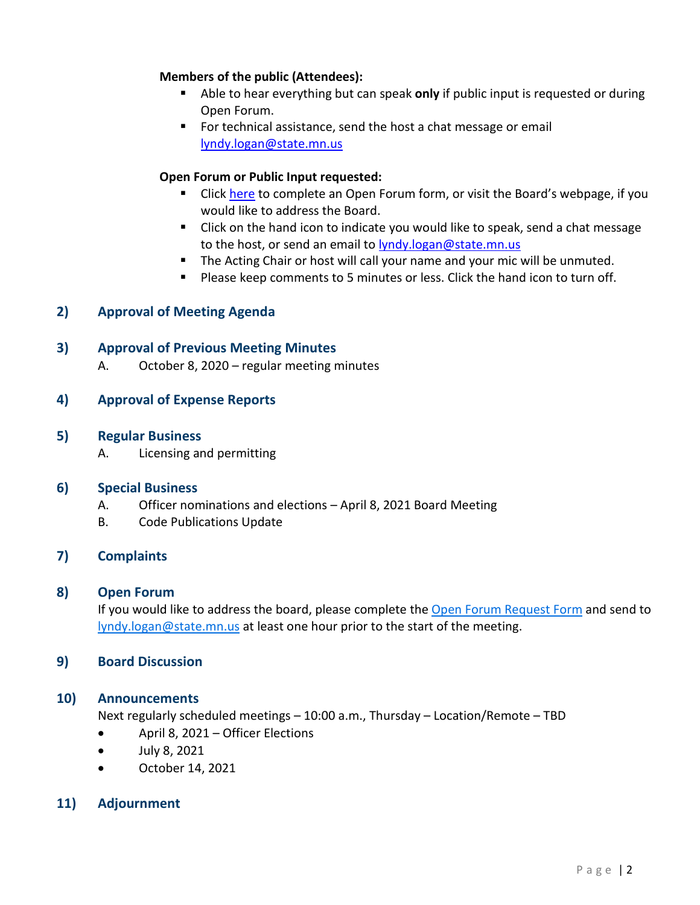**Members of the public (Attendees):**

- Able to hear everything but can speak **only** if public input is requested or during Open Forum.
- For technical assistance, send the host a chat message or email lyndy.logan@state.mn.us

**Open Forum or Public Input requested:**

- Click here to complete an Open Forum form, or visit the Board's webpage, if you would like to address the Board.
- Click on the hand icon to indicate you would like to speak, send a chat message to the host, or send an email to lyndy.logan@state.mn.us
- The Acting Chair or host will call your name and your mic will be unmuted.
- Please keep comments to 5 minutes or less. Click the hand icon to turn off.

## 2) Approval of Meeting Agenda

## 3) Approval of Previous Meeting Minutes

A. October 8, 2020 – regular meeting minutes

## 4) Approval of Expense Reports

## 5) Regular Business

A. Licensing and permitting

## 6) Special Business

A. Officer nominations and elections – April 8, 2021 Board Meeting

B. Code Publications Update

## 7) Complaints

## 8) Open Forum

If you would like to address the board, please complete the Open Forum Request Form and send to lyndy.logan@state.mn.us at least one hour prior to the start of the meeting.

## 9) Board Discussion

## 10) Announcements

Next regularly scheduled meetings – 10:00 a.m., Thursday – Location/Remote – TBD

- April 8, 2021 – Officer Elections
- July 8, 2021
- October 14, 2021

## 11) Adjournment